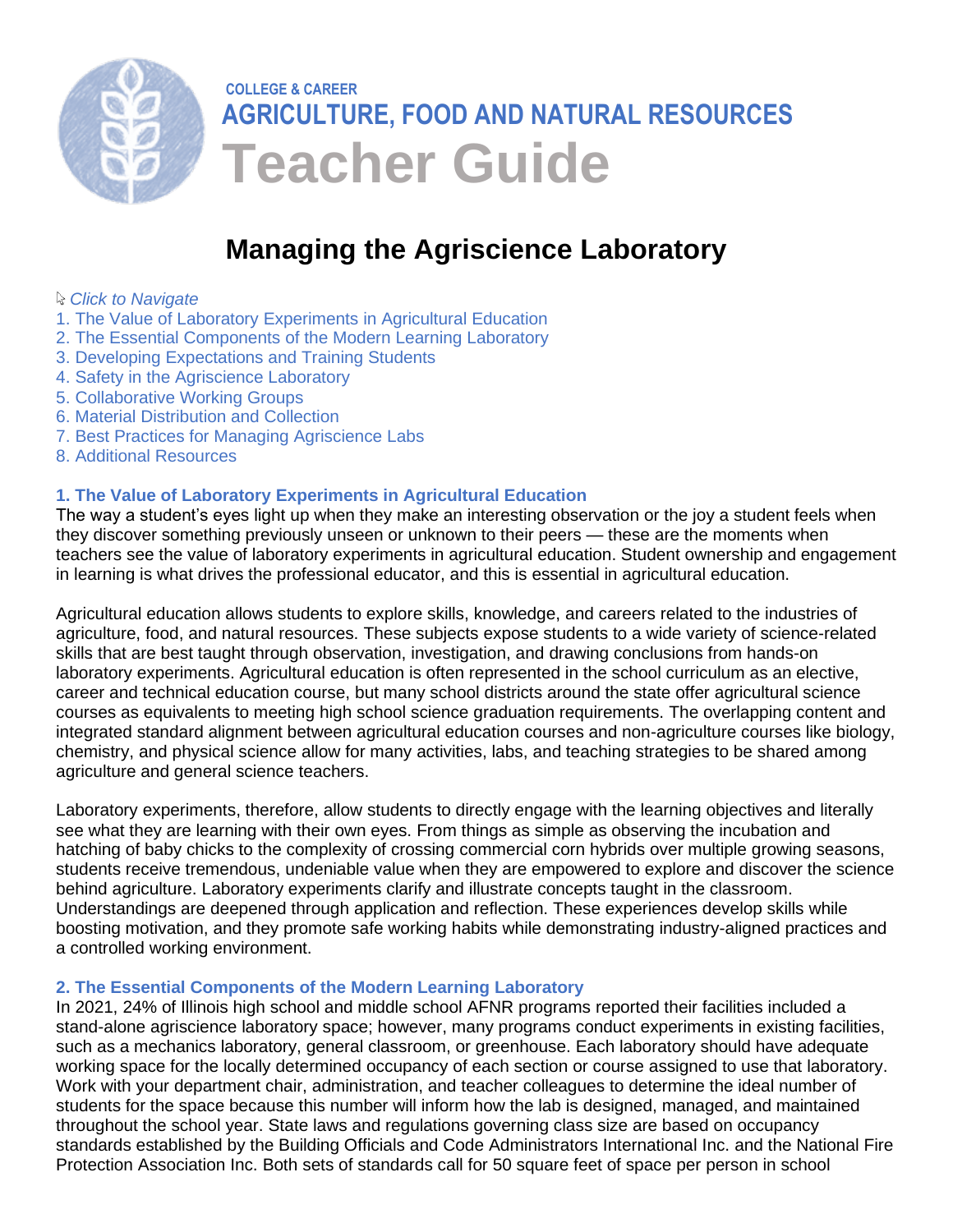COLLEGE & CAREER

AGRICULTURE, FOOD AND NATURAL RESOURCES

# Teacher Guide

## Managing the Agriscience Laboratory

*Click to Navigate*

1. The Value of Laboratory Experiments in Agricultural Education
2. The Essential Components of the Modern Learning Laboratory
3. Developing Expectations and Training Students
4. Safety in the Agriscience Laboratory
5. Collaborative Working Groups
6. Material Distribution and Collection
7. Best Practices for Managing Agriscience Labs
8. Additional Resources

### 1. The Value of Laboratory Experiments in Agricultural Education

The way a student's eyes light up when they make an interesting observation or the joy a student feels when they discover something previously unseen or unknown to their peers — these are the moments when teachers see the value of laboratory experiments in agricultural education. Student ownership and engagement in learning is what drives the professional educator, and this is essential in agricultural education.

Agricultural education allows students to explore skills, knowledge, and careers related to the industries of agriculture, food, and natural resources. These subjects expose students to a wide variety of science-related skills that are best taught through observation, investigation, and drawing conclusions from hands-on laboratory experiments. Agricultural education is often represented in the school curriculum as an elective, career and technical education course, but many school districts around the state offer agricultural science courses as equivalents to meeting high school science graduation requirements. The overlapping content and integrated standard alignment between agricultural education courses and non-agriculture courses like biology, chemistry, and physical science allow for many activities, labs, and teaching strategies to be shared among agriculture and general science teachers.

Laboratory experiments, therefore, allow students to directly engage with the learning objectives and literally see what they are learning with their own eyes. From things as simple as observing the incubation and hatching of baby chicks to the complexity of crossing commercial corn hybrids over multiple growing seasons, students receive tremendous, undeniable value when they are empowered to explore and discover the science behind agriculture. Laboratory experiments clarify and illustrate concepts taught in the classroom. Understandings are deepened through application and reflection. These experiences develop skills while boosting motivation, and they promote safe working habits while demonstrating industry-aligned practices and a controlled working environment.

### 2. The Essential Components of the Modern Learning Laboratory

In 2021, 24% of Illinois high school and middle school AFNR programs reported their facilities included a stand-alone agriscience laboratory space; however, many programs conduct experiments in existing facilities, such as a mechanics laboratory, general classroom, or greenhouse. Each laboratory should have adequate working space for the locally determined occupancy of each section or course assigned to use that laboratory. Work with your department chair, administration, and teacher colleagues to determine the ideal number of students for the space because this number will inform how the lab is designed, managed, and maintained throughout the school year. State laws and regulations governing class size are based on occupancy standards established by the Building Officials and Code Administrators International Inc. and the National Fire Protection Association Inc. Both sets of standards call for 50 square feet of space per person in school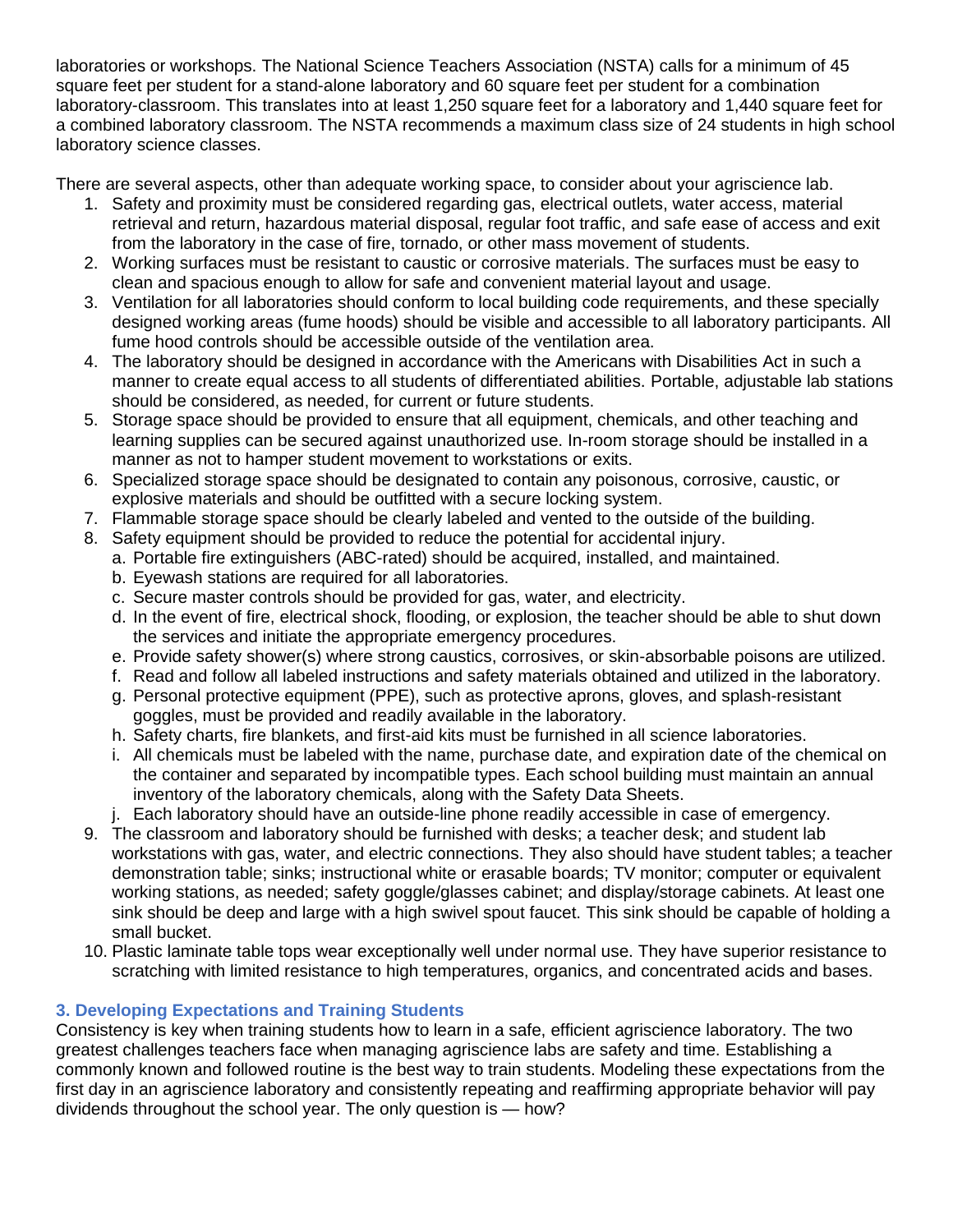laboratories or workshops. The National Science Teachers Association (NSTA) calls for a minimum of 45 square feet per student for a stand-alone laboratory and 60 square feet per student for a combination laboratory-classroom. This translates into at least 1,250 square feet for a laboratory and 1,440 square feet for a combined laboratory classroom. The NSTA recommends a maximum class size of 24 students in high school laboratory science classes.

There are several aspects, other than adequate working space, to consider about your agriscience lab.

1. Safety and proximity must be considered regarding gas, electrical outlets, water access, material retrieval and return, hazardous material disposal, regular foot traffic, and safe ease of access and exit from the laboratory in the case of fire, tornado, or other mass movement of students.
2. Working surfaces must be resistant to caustic or corrosive materials. The surfaces must be easy to clean and spacious enough to allow for safe and convenient material layout and usage.
3. Ventilation for all laboratories should conform to local building code requirements, and these specially designed working areas (fume hoods) should be visible and accessible to all laboratory participants. All fume hood controls should be accessible outside of the ventilation area.
4. The laboratory should be designed in accordance with the Americans with Disabilities Act in such a manner to create equal access to all students of differentiated abilities. Portable, adjustable lab stations should be considered, as needed, for current or future students.
5. Storage space should be provided to ensure that all equipment, chemicals, and other teaching and learning supplies can be secured against unauthorized use. In-room storage should be installed in a manner as not to hamper student movement to workstations or exits.
6. Specialized storage space should be designated to contain any poisonous, corrosive, caustic, or explosive materials and should be outfitted with a secure locking system.
7. Flammable storage space should be clearly labeled and vented to the outside of the building.
8. Safety equipment should be provided to reduce the potential for accidental injury.
   a. Portable fire extinguishers (ABC-rated) should be acquired, installed, and maintained.
   b. Eyewash stations are required for all laboratories.
   c. Secure master controls should be provided for gas, water, and electricity.
   d. In the event of fire, electrical shock, flooding, or explosion, the teacher should be able to shut down the services and initiate the appropriate emergency procedures.
   e. Provide safety shower(s) where strong caustics, corrosives, or skin-absorbable poisons are utilized.
   f. Read and follow all labeled instructions and safety materials obtained and utilized in the laboratory.
   g. Personal protective equipment (PPE), such as protective aprons, gloves, and splash-resistant goggles, must be provided and readily available in the laboratory.
   h. Safety charts, fire blankets, and first-aid kits must be furnished in all science laboratories.
   i. All chemicals must be labeled with the name, purchase date, and expiration date of the chemical on the container and separated by incompatible types. Each school building must maintain an annual inventory of the laboratory chemicals, along with the Safety Data Sheets.
   j. Each laboratory should have an outside-line phone readily accessible in case of emergency.
9. The classroom and laboratory should be furnished with desks; a teacher desk; and student lab workstations with gas, water, and electric connections. They also should have student tables; a teacher demonstration table; sinks; instructional white or erasable boards; TV monitor; computer or equivalent working stations, as needed; safety goggle/glasses cabinet; and display/storage cabinets. At least one sink should be deep and large with a high swivel spout faucet. This sink should be capable of holding a small bucket.
10. Plastic laminate table tops wear exceptionally well under normal use. They have superior resistance to scratching with limited resistance to high temperatures, organics, and concentrated acids and bases.

### 3. Developing Expectations and Training Students

Consistency is key when training students how to learn in a safe, efficient agriscience laboratory. The two greatest challenges teachers face when managing agriscience labs are safety and time. Establishing a commonly known and followed routine is the best way to train students. Modeling these expectations from the first day in an agriscience laboratory and consistently repeating and reaffirming appropriate behavior will pay dividends throughout the school year. The only question is — how?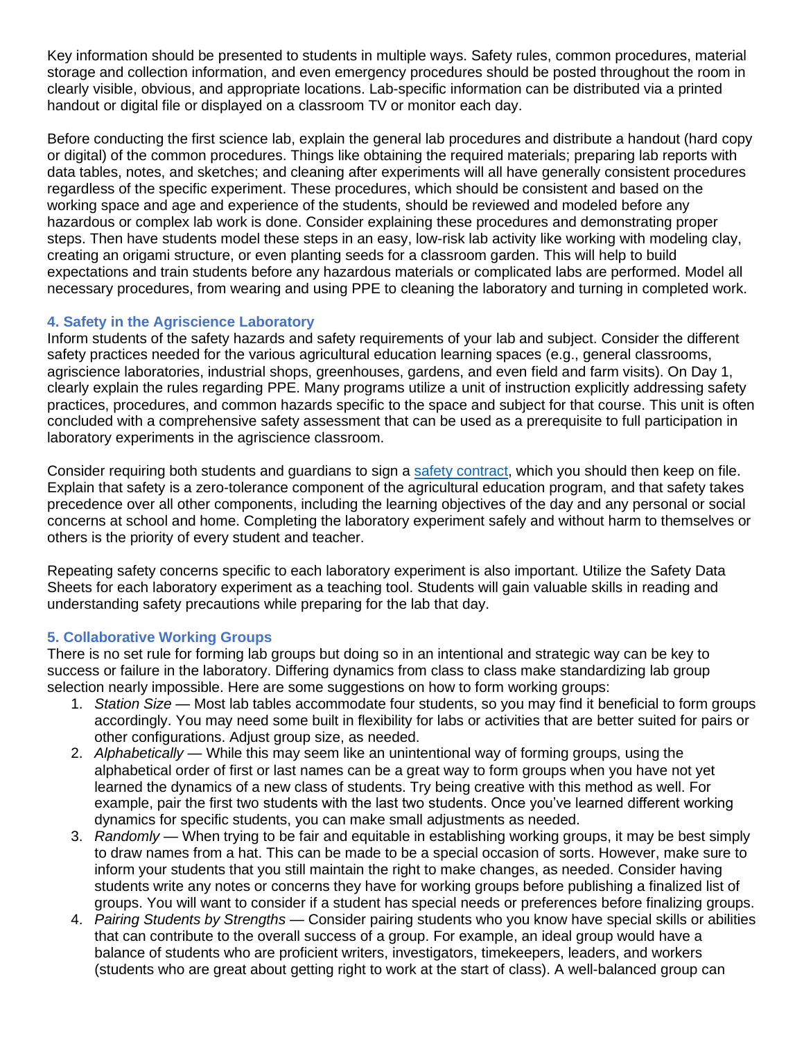Key information should be presented to students in multiple ways. Safety rules, common procedures, material storage and collection information, and even emergency procedures should be posted throughout the room in clearly visible, obvious, and appropriate locations. Lab-specific information can be distributed via a printed handout or digital file or displayed on a classroom TV or monitor each day.

Before conducting the first science lab, explain the general lab procedures and distribute a handout (hard copy or digital) of the common procedures. Things like obtaining the required materials; preparing lab reports with data tables, notes, and sketches; and cleaning after experiments will all have generally consistent procedures regardless of the specific experiment. These procedures, which should be consistent and based on the working space and age and experience of the students, should be reviewed and modeled before any hazardous or complex lab work is done. Consider explaining these procedures and demonstrating proper steps. Then have students model these steps in an easy, low-risk lab activity like working with modeling clay, creating an origami structure, or even planting seeds for a classroom garden. This will help to build expectations and train students before any hazardous materials or complicated labs are performed. Model all necessary procedures, from wearing and using PPE to cleaning the laboratory and turning in completed work.

### 4. Safety in the Agriscience Laboratory

Inform students of the safety hazards and safety requirements of your lab and subject. Consider the different safety practices needed for the various agricultural education learning spaces (e.g., general classrooms, agriscience laboratories, industrial shops, greenhouses, gardens, and even field and farm visits). On Day 1, clearly explain the rules regarding PPE. Many programs utilize a unit of instruction explicitly addressing safety practices, procedures, and common hazards specific to the space and subject for that course. This unit is often concluded with a comprehensive safety assessment that can be used as a prerequisite to full participation in laboratory experiments in the agriscience classroom.

Consider requiring both students and guardians to sign a safety contract, which you should then keep on file. Explain that safety is a zero-tolerance component of the agricultural education program, and that safety takes precedence over all other components, including the learning objectives of the day and any personal or social concerns at school and home. Completing the laboratory experiment safely and without harm to themselves or others is the priority of every student and teacher.

Repeating safety concerns specific to each laboratory experiment is also important. Utilize the Safety Data Sheets for each laboratory experiment as a teaching tool. Students will gain valuable skills in reading and understanding safety precautions while preparing for the lab that day.

### 5. Collaborative Working Groups

There is no set rule for forming lab groups but doing so in an intentional and strategic way can be key to success or failure in the laboratory. Differing dynamics from class to class make standardizing lab group selection nearly impossible. Here are some suggestions on how to form working groups:

1. *Station Size* — Most lab tables accommodate four students, so you may find it beneficial to form groups accordingly. You may need some built in flexibility for labs or activities that are better suited for pairs or other configurations. Adjust group size, as needed.
2. *Alphabetically* — While this may seem like an unintentional way of forming groups, using the alphabetical order of first or last names can be a great way to form groups when you have not yet learned the dynamics of a new class of students. Try being creative with this method as well. For example, pair the first two students with the last two students. Once you've learned different working dynamics for specific students, you can make small adjustments as needed.
3. *Randomly* — When trying to be fair and equitable in establishing working groups, it may be best simply to draw names from a hat. This can be made to be a special occasion of sorts. However, make sure to inform your students that you still maintain the right to make changes, as needed. Consider having students write any notes or concerns they have for working groups before publishing a finalized list of groups. You will want to consider if a student has special needs or preferences before finalizing groups.
4. *Pairing Students by Strengths* — Consider pairing students who you know have special skills or abilities that can contribute to the overall success of a group. For example, an ideal group would have a balance of students who are proficient writers, investigators, timekeepers, leaders, and workers (students who are great about getting right to work at the start of class). A well-balanced group can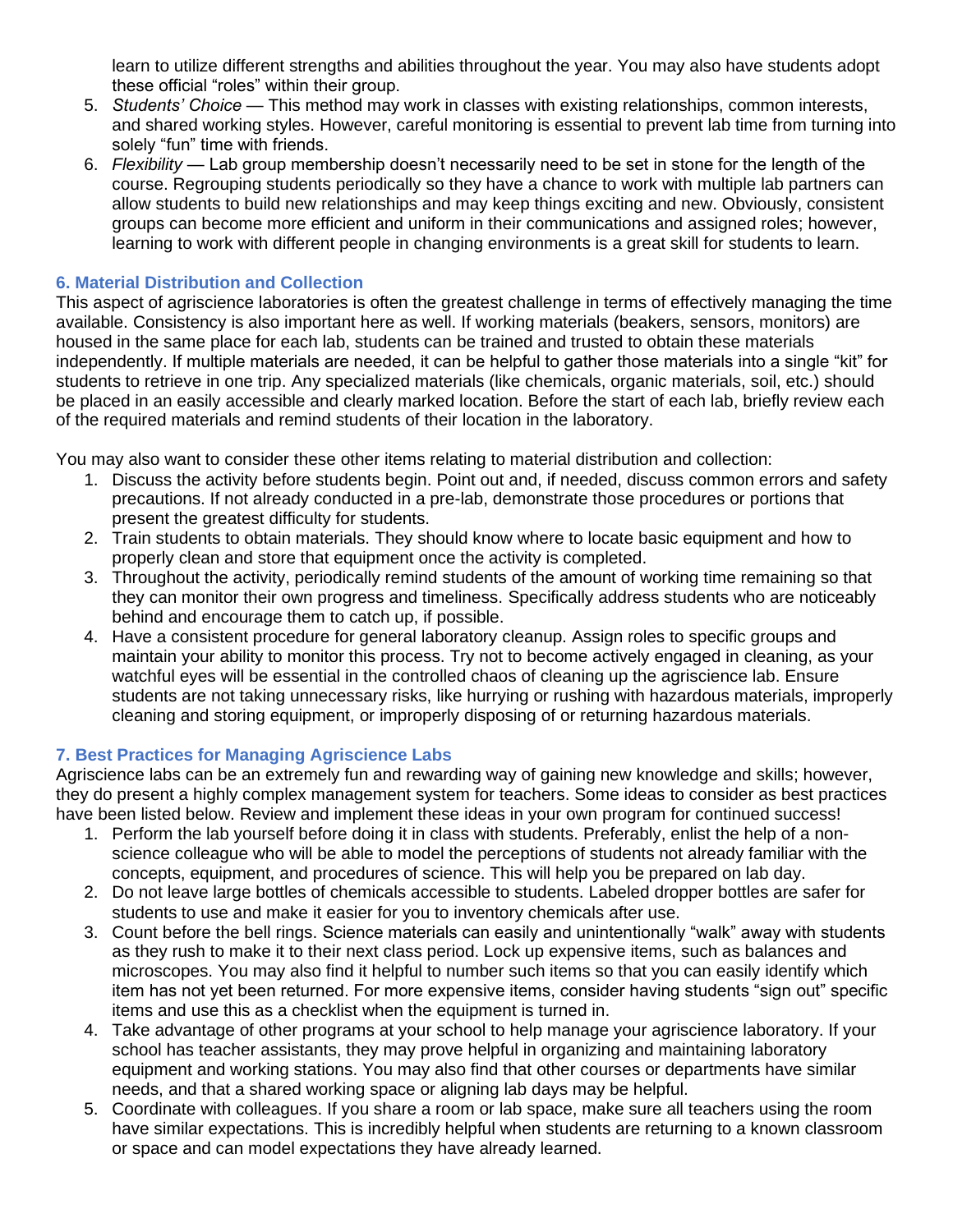learn to utilize different strengths and abilities throughout the year. You may also have students adopt these official "roles" within their group.

5. *Students' Choice* — This method may work in classes with existing relationships, common interests, and shared working styles. However, careful monitoring is essential to prevent lab time from turning into solely "fun" time with friends.
6. *Flexibility* — Lab group membership doesn't necessarily need to be set in stone for the length of the course. Regrouping students periodically so they have a chance to work with multiple lab partners can allow students to build new relationships and may keep things exciting and new. Obviously, consistent groups can become more efficient and uniform in their communications and assigned roles; however, learning to work with different people in changing environments is a great skill for students to learn.

## 6. Material Distribution and Collection

This aspect of agriscience laboratories is often the greatest challenge in terms of effectively managing the time available. Consistency is also important here as well. If working materials (beakers, sensors, monitors) are housed in the same place for each lab, students can be trained and trusted to obtain these materials independently. If multiple materials are needed, it can be helpful to gather those materials into a single "kit" for students to retrieve in one trip. Any specialized materials (like chemicals, organic materials, soil, etc.) should be placed in an easily accessible and clearly marked location. Before the start of each lab, briefly review each of the required materials and remind students of their location in the laboratory.

You may also want to consider these other items relating to material distribution and collection:

1. Discuss the activity before students begin. Point out and, if needed, discuss common errors and safety precautions. If not already conducted in a pre-lab, demonstrate those procedures or portions that present the greatest difficulty for students.
2. Train students to obtain materials. They should know where to locate basic equipment and how to properly clean and store that equipment once the activity is completed.
3. Throughout the activity, periodically remind students of the amount of working time remaining so that they can monitor their own progress and timeliness. Specifically address students who are noticeably behind and encourage them to catch up, if possible.
4. Have a consistent procedure for general laboratory cleanup. Assign roles to specific groups and maintain your ability to monitor this process. Try not to become actively engaged in cleaning, as your watchful eyes will be essential in the controlled chaos of cleaning up the agriscience lab. Ensure students are not taking unnecessary risks, like hurrying or rushing with hazardous materials, improperly cleaning and storing equipment, or improperly disposing of or returning hazardous materials.

## 7. Best Practices for Managing Agriscience Labs

Agriscience labs can be an extremely fun and rewarding way of gaining new knowledge and skills; however, they do present a highly complex management system for teachers. Some ideas to consider as best practices have been listed below. Review and implement these ideas in your own program for continued success!

1. Perform the lab yourself before doing it in class with students. Preferably, enlist the help of a non-science colleague who will be able to model the perceptions of students not already familiar with the concepts, equipment, and procedures of science. This will help you be prepared on lab day.
2. Do not leave large bottles of chemicals accessible to students. Labeled dropper bottles are safer for students to use and make it easier for you to inventory chemicals after use.
3. Count before the bell rings. Science materials can easily and unintentionally "walk" away with students as they rush to make it to their next class period. Lock up expensive items, such as balances and microscopes. You may also find it helpful to number such items so that you can easily identify which item has not yet been returned. For more expensive items, consider having students "sign out" specific items and use this as a checklist when the equipment is turned in.
4. Take advantage of other programs at your school to help manage your agriscience laboratory. If your school has teacher assistants, they may prove helpful in organizing and maintaining laboratory equipment and working stations. You may also find that other courses or departments have similar needs, and that a shared working space or aligning lab days may be helpful.
5. Coordinate with colleagues. If you share a room or lab space, make sure all teachers using the room have similar expectations. This is incredibly helpful when students are returning to a known classroom or space and can model expectations they have already learned.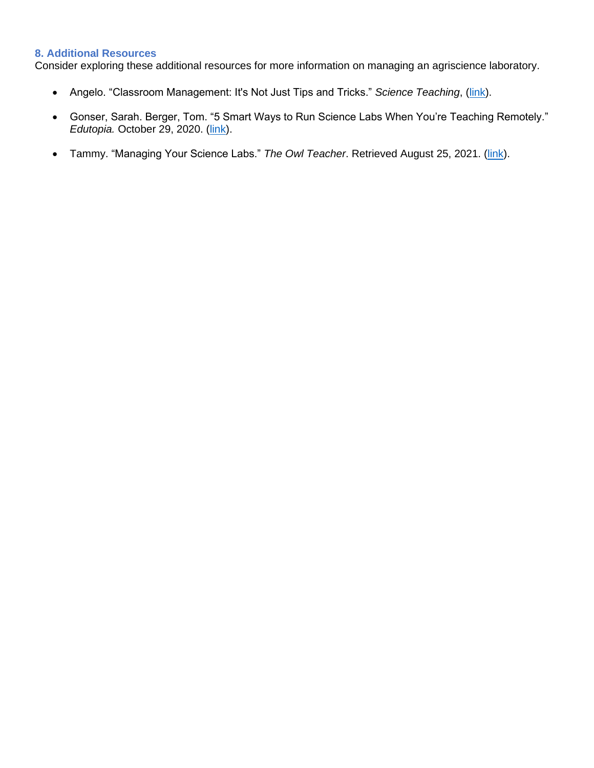### 8. Additional Resources

Consider exploring these additional resources for more information on managing an agriscience laboratory.

- Angelo. "Classroom Management: It's Not Just Tips and Tricks." *Science Teaching*, (link).
- Gonser, Sarah. Berger, Tom. "5 Smart Ways to Run Science Labs When You're Teaching Remotely." *Edutopia.* October 29, 2020. (link).
- Tammy. "Managing Your Science Labs." *The Owl Teacher*. Retrieved August 25, 2021. (link).